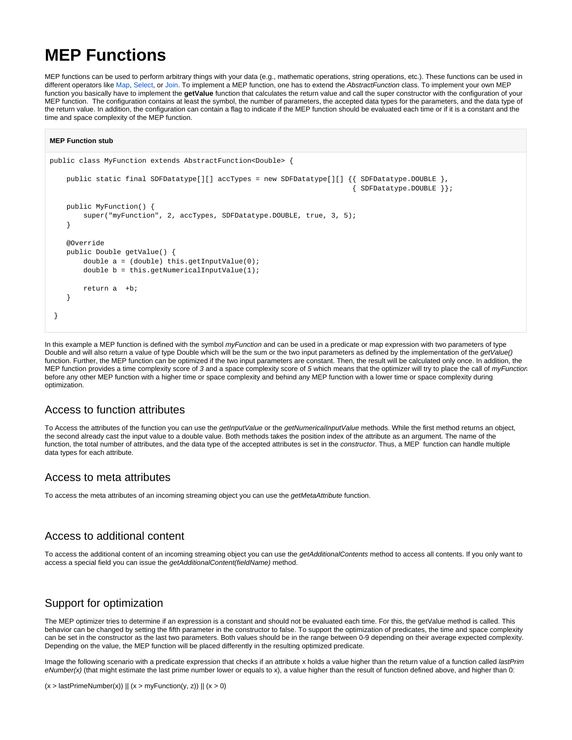# MEP Functions

MEP functions can be used to perform arbitrary things with your data (e.g., mathematic operations, string operations, etc.). These functions can be used in different operators like Map, Select, or Join. To implement a MEP function, one has to extend the *AbstractFunction* class. To implement your own MEP function you basically have to implement the **getValue** function that calculates the return value and call the super constructor with the configuration of your MEP function. The configuration contains at least the symbol, the number of parameters, the accepted data types for the parameters, and the data type of the return value. In addition, the configuration can contain a flag to indicate if the MEP function should be evaluated each time or if it is a constant and the time and space complexity of the MEP function.

**MEP Function stub**

```
public class MyFunction extends AbstractFunction<Double> {

    public static final SDFDatatype[][] accTypes = new SDFDatatype[][] {{ SDFDatatype.DOUBLE },
                                                                        { SDFDatatype.DOUBLE }};

    public MyFunction() {
        super("myFunction", 2, accTypes, SDFDatatype.DOUBLE, true, 3, 5);
    }

    @Override
    public Double getValue() {
        double a = (double) this.getInputValue(0);
        double b = this.getNumericalInputValue(1);

        return a  +b;
    }

 }
```

In this example a MEP function is defined with the symbol *myFunction* and can be used in a predicate or map expression with two parameters of type Double and will also return a value of type Double which will be the sum or the two input parameters as defined by the implementation of the *getValue()* function. Further, the MEP function can be optimized if the two input parameters are constant. Then, the result will be calculated only once. In addition, the MEP function provides a time complexity score of *3* and a space complexity score of *5* which means that the optimizer will try to place the call of *myFunction* before any other MEP function with a higher time or space complexity and behind any MEP function with a lower time or space complexity during optimization.

## Access to function attributes

To Access the attributes of the function you can use the *getInputValue* or the *getNumericalInputValue* methods. While the first method returns an object, the second already cast the input value to a double value. Both methods takes the position index of the attribute as an argument. The name of the function, the total number of attributes, and the data type of the accepted attributes is set in the *constructor*. Thus, a MEP function can handle multiple data types for each attribute.

## Access to meta attributes

To access the meta attributes of an incoming streaming object you can use the *getMetaAttribute* function.

## Access to additional content

To access the additional content of an incoming streaming object you can use the *getAdditionalContents* method to access all contents. If you only want to access a special field you can issue the *getAdditionalContent(fieldName)* method.

## Support for optimization

The MEP optimizer tries to determine if an expression is a constant and should not be evaluated each time. For this, the getValue method is called. This behavior can be changed by setting the fifth parameter in the constructor to false. To support the optimization of predicates, the time and space complexity can be set in the constructor as the last two parameters. Both values should be in the range between 0-9 depending on their average expected complexity. Depending on the value, the MEP function will be placed differently in the resulting optimized predicate.

Image the following scenario with a predicate expression that checks if an attribute x holds a value higher than the return value of a function called *lastPrimeNumber(x)* (that might estimate the last prime number lower or equals to x), a value higher than the result of function defined above, and higher than 0:

(x > lastPrimeNumber(x)) || (x > myFunction(y, z)) || (x > 0)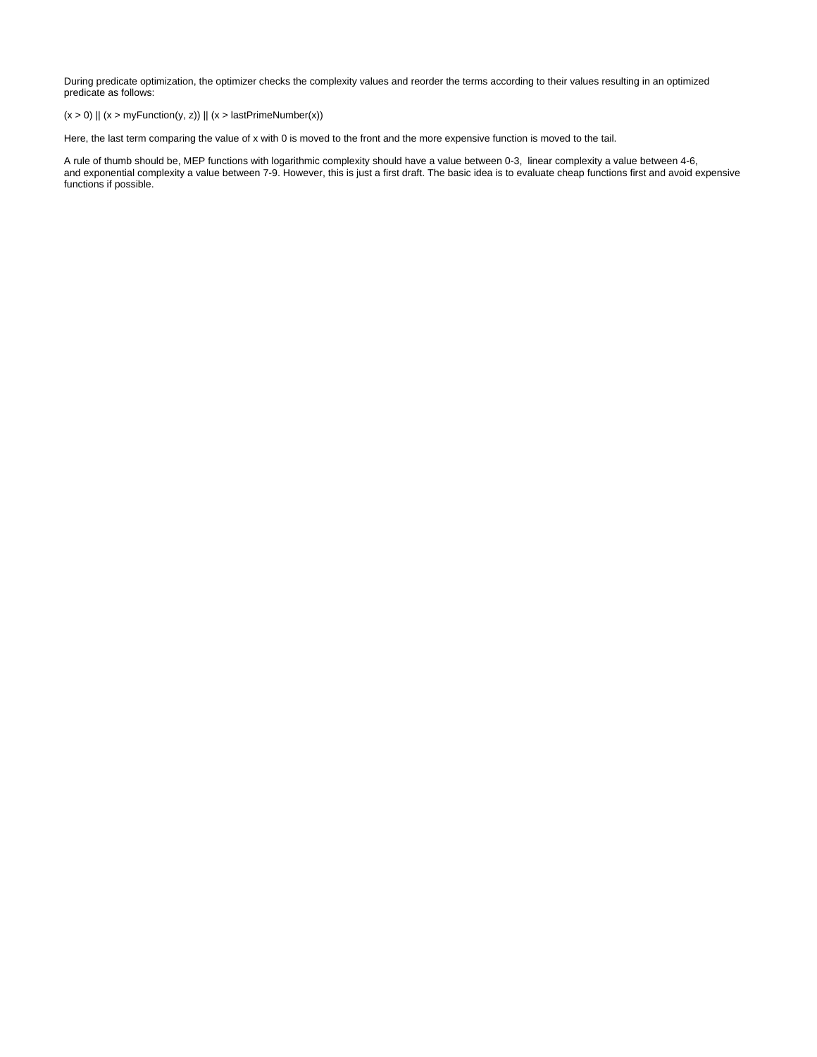During predicate optimization, the optimizer checks the complexity values and reorder the terms according to their values resulting in an optimized predicate as follows:

```
(x > 0) || (x > myFunction(y, z)) || (x > lastPrimeNumber(x))
```

Here, the last term comparing the value of x with 0 is moved to the front and the more expensive function is moved to the tail.

A rule of thumb should be, MEP functions with logarithmic complexity should have a value between 0-3, linear complexity a value between 4-6, and exponential complexity a value between 7-9. However, this is just a first draft. The basic idea is to evaluate cheap functions first and avoid expensive functions if possible.